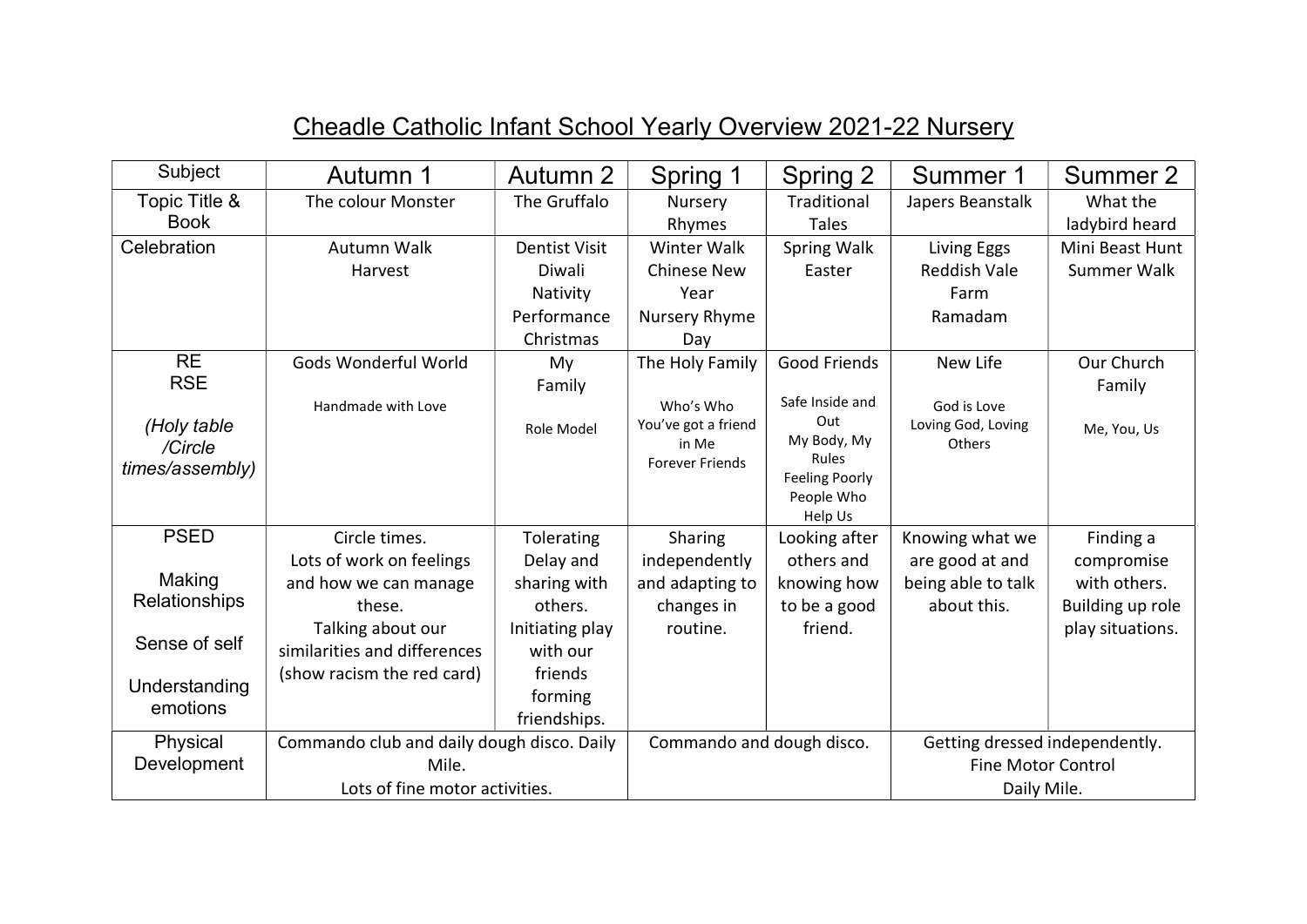# Cheadle Catholic Infant School Yearly Overview 2021-22 Nursery

| Subject | Autumn 1 | Autumn 2 | Spring 1 | Spring 2 | Summer 1 | Summer 2 |
|---|---|---|---|---|---|---|
| Topic Title & Book | The colour Monster | The Gruffalo | Nursery Rhymes | Traditional Tales | Japers Beanstalk | What the ladybird heard |
| Celebration | Autumn Walk<br>Harvest | Dentist Visit<br>Diwali<br>Nativity Performance<br>Christmas | Winter Walk<br>Chinese New Year<br>Nursery Rhyme Day | Spring Walk<br>Easter | Living Eggs<br>Reddish Vale Farm<br>Ramadam | Mini Beast Hunt<br>Summer Walk |
| RE<br>RSE<br><br>*(Holy table /Circle times/assembly)* | Gods Wonderful World<br><br>Handmade with Love | My Family<br><br>Role Model | The Holy Family<br><br>Who's Who<br>You've got a friend in Me<br>Forever Friends | Good Friends<br><br>Safe Inside and Out<br>My Body, My Rules<br>Feeling Poorly<br>People Who Help Us | New Life<br><br>God is Love<br>Loving God, Loving Others | Our Church Family<br><br>Me, You, Us |
| PSED<br><br>Making Relationships<br><br>Sense of self<br><br>Understanding emotions | Circle times.<br>Lots of work on feelings and how we can manage these.<br>Talking about our similarities and differences (show racism the red card) | Tolerating Delay and sharing with others.<br>Initiating play with our friends forming friendships. | Sharing independently and adapting to changes in routine. | Looking after others and knowing how to be a good friend. | Knowing what we are good at and being able to talk about this. | Finding a compromise with others.<br>Building up role play situations. |
| Physical Development | Commando club and daily dough disco. Daily Mile.<br>Lots of fine motor activities. | | Commando and dough disco. | | Getting dressed independently.<br>Fine Motor Control<br>Daily Mile. | |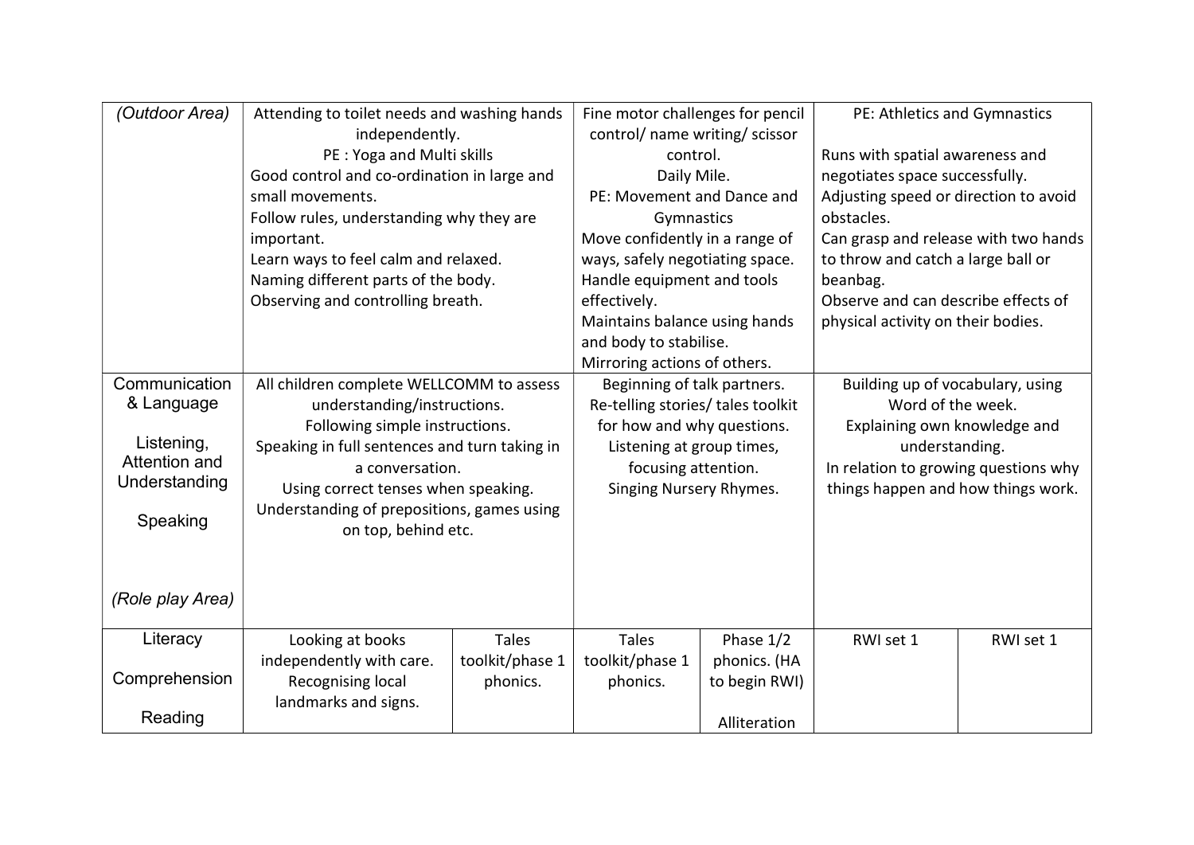| | | | | | | |
|---|---|---|---|---|---|---|
| *(Outdoor Area)* | Attending to toilet needs and washing hands independently.<br>PE : Yoga and Multi skills<br>Good control and co-ordination in large and small movements.<br>Follow rules, understanding why they are important.<br>Learn ways to feel calm and relaxed.<br>Naming different parts of the body.<br>Observing and controlling breath. | | Fine motor challenges for pencil control/ name writing/ scissor control.<br>Daily Mile.<br>PE: Movement and Dance and Gymnastics<br>Move confidently in a range of ways, safely negotiating space.<br>Handle equipment and tools effectively.<br>Maintains balance using hands and body to stabilise.<br>Mirroring actions of others. | | PE: Athletics and Gymnastics<br><br>Runs with spatial awareness and negotiates space successfully.<br>Adjusting speed or direction to avoid obstacles.<br>Can grasp and release with two hands to throw and catch a large ball or beanbag.<br>Observe and can describe effects of physical activity on their bodies. | |
| Communication & Language<br><br>Listening, Attention and Understanding<br><br>Speaking<br><br>*(Role play Area)* | All children complete WELLCOMM to assess understanding/instructions.<br>Following simple instructions.<br>Speaking in full sentences and turn taking in a conversation.<br>Using correct tenses when speaking.<br>Understanding of prepositions, games using on top, behind etc. | | Beginning of talk partners.<br>Re-telling stories/ tales toolkit for how and why questions.<br>Listening at group times, focusing attention.<br>Singing Nursery Rhymes. | | Building up of vocabulary, using Word of the week.<br>Explaining own knowledge and understanding.<br>In relation to growing questions why things happen and how things work. | |
| Literacy<br><br>Comprehension<br><br>Reading | Looking at books independently with care.<br>Recognising local landmarks and signs. | Tales toolkit/phase 1 phonics. | Tales toolkit/phase 1 phonics. | Phase 1/2 phonics. (HA to begin RWI)<br><br>Alliteration | RWI set 1 | RWI set 1 |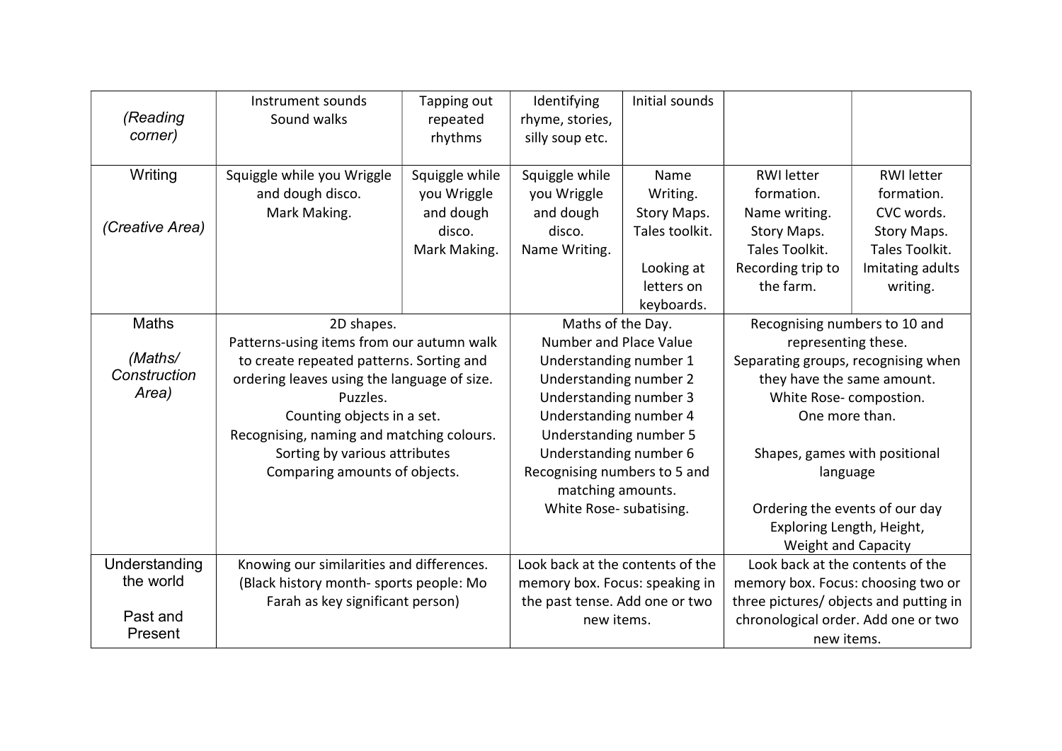| (Reading corner) | Instrument sounds<br>Sound walks | Tapping out repeated rhythms | Identifying rhyme, stories, silly soup etc. | Initial sounds | | |
|---|---|---|---|---|---|---|
| Writing<br><br>(Creative Area) | Squiggle while you Wriggle and dough disco.<br>Mark Making. | Squiggle while you Wriggle and dough disco.<br>Mark Making. | Squiggle while you Wriggle and dough disco.<br>Name Writing. | Name Writing.<br>Story Maps.<br>Tales toolkit.<br><br>Looking at letters on keyboards. | RWI letter formation.<br>Name writing.<br>Story Maps.<br>Tales Toolkit.<br>Recording trip to the farm. | RWI letter formation.<br>CVC words.<br>Story Maps.<br>Tales Toolkit.<br>Imitating adults writing. |
| Maths<br><br>(Maths/ Construction Area) | 2D shapes.<br>Patterns-using items from our autumn walk to create repeated patterns. Sorting and ordering leaves using the language of size.<br>Puzzles.<br>Counting objects in a set.<br>Recognising, naming and matching colours.<br>Sorting by various attributes<br>Comparing amounts of objects. | | Maths of the Day.<br>Number and Place Value<br>Understanding number 1<br>Understanding number 2<br>Understanding number 3<br>Understanding number 4<br>Understanding number 5<br>Understanding number 6<br>Recognising numbers to 5 and matching amounts.<br>White Rose- subatising. | | Recognising numbers to 10 and representing these.<br>Separating groups, recognising when they have the same amount.<br>White Rose- compostion.<br>One more than.<br><br>Shapes, games with positional language<br><br>Ordering the events of our day<br>Exploring Length, Height, Weight and Capacity | |
| Understanding the world<br><br>Past and Present | Knowing our similarities and differences. (Black history month- sports people: Mo Farah as key significant person) | | Look back at the contents of the memory box. Focus: speaking in the past tense. Add one or two new items. | | Look back at the contents of the memory box. Focus: choosing two or three pictures/ objects and putting in chronological order. Add one or two new items. | |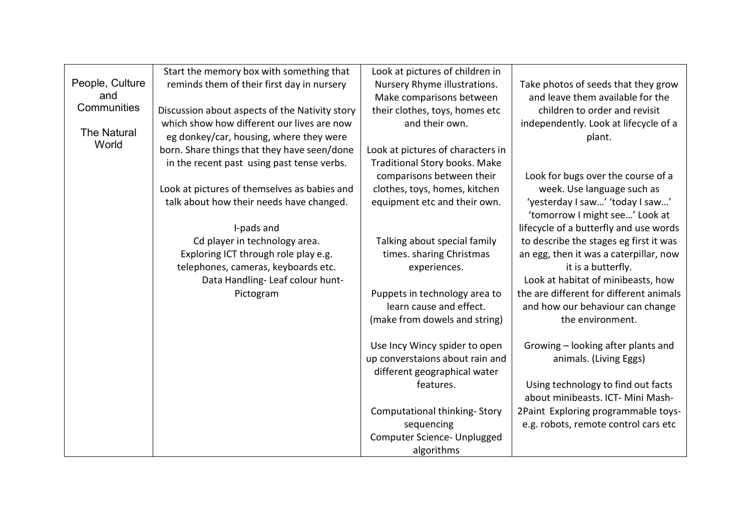| People, Culture and Communities<br><br>The Natural World | Start the memory box with something that reminds them of their first day in nursery<br><br>Discussion about aspects of the Nativity story which show how different our lives are now eg donkey/car, housing, where they were born. Share things that they have seen/done in the recent past using past tense verbs.<br><br>Look at pictures of themselves as babies and talk about how their needs have changed.<br><br>I-pads and<br>Cd player in technology area.<br>Exploring ICT through role play e.g. telephones, cameras, keyboards etc.<br>Data Handling- Leaf colour hunt-Pictogram | Look at pictures of children in Nursery Rhyme illustrations. Make comparisons between their clothes, toys, homes etc and their own.<br><br>Look at pictures of characters in Traditional Story books. Make comparisons between their clothes, toys, homes, kitchen equipment etc and their own.<br><br>Talking about special family times. sharing Christmas experiences.<br><br>Puppets in technology area to learn cause and effect. (make from dowels and string)<br><br>Use Incy Wincy spider to open up converstaions about rain and different geographical water features.<br><br>Computational thinking- Story sequencing<br>Computer Science- Unplugged algorithms | Take photos of seeds that they grow and leave them available for the children to order and revisit independently. Look at lifecycle of a plant.<br><br>Look for bugs over the course of a week. Use language such as 'yesterday I saw…' 'today I saw…' 'tomorrow I might see…' Look at lifecycle of a butterfly and use words to describe the stages eg first it was an egg, then it was a caterpillar, now it is a butterfly.<br>Look at habitat of minibeasts, how the are different for different animals and how our behaviour can change the environment.<br><br>Growing – looking after plants and animals. (Living Eggs)<br><br>Using technology to find out facts about minibeasts. ICT- Mini Mash-2Paint Exploring programmable toys-e.g. robots, remote control cars etc |
|---|---|---|---|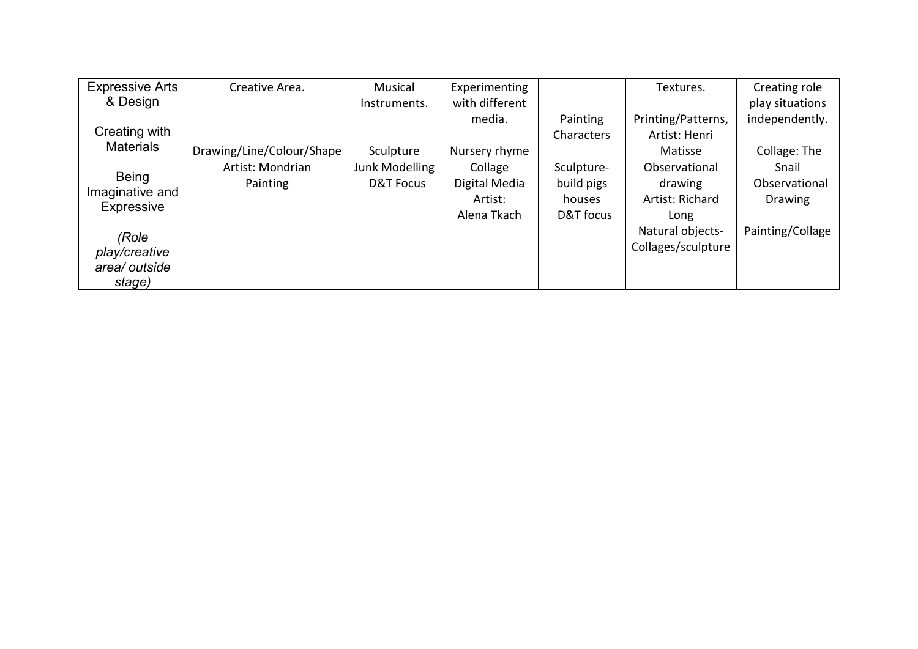| | | | | | | |
|---|---|---|---|---|---|---|
| Expressive Arts & Design<br><br>Creating with Materials<br><br>Being Imaginative and Expressive<br><br>*(Role play/creative area/ outside stage)* | Creative Area.<br><br>Drawing/Line/Colour/Shape<br>Artist: Mondrian<br>Painting | Musical Instruments.<br><br>Sculpture<br>Junk Modelling<br>D&T Focus | Experimenting with different media.<br><br>Nursery rhyme Collage<br>Digital Media<br>Artist: Alena Tkach | Painting Characters<br><br>Sculpture- build pigs houses<br>D&T focus | Textures.<br><br>Printing/Patterns, Artist: Henri Matisse<br>Observational drawing<br>Artist: Richard Long<br>Natural objects- Collages/sculpture | Creating role play situations independently.<br><br>Collage: The Snail<br>Observational Drawing<br><br>Painting/Collage |